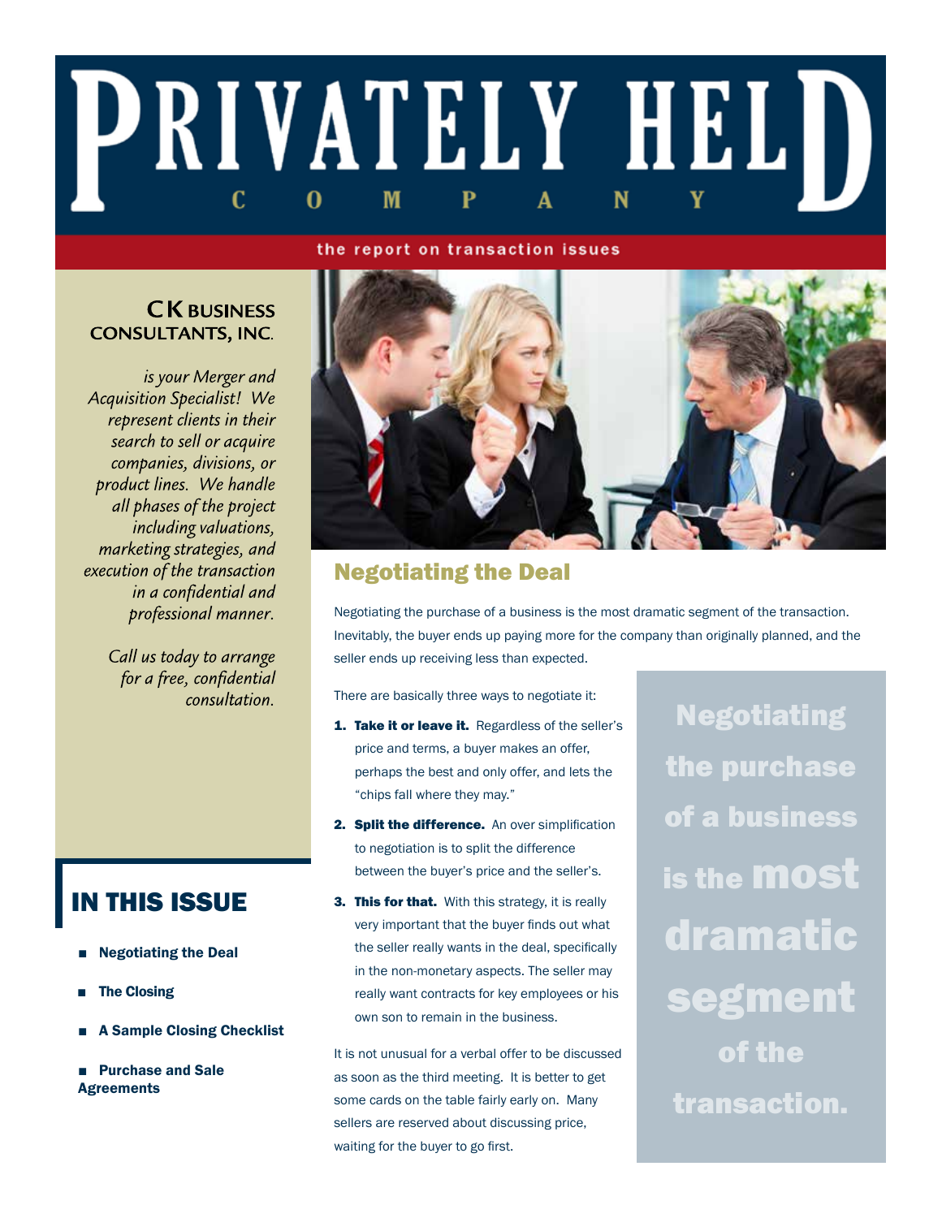# PRIVATELY HELD COMPANY

the report on transaction issues

**CK BUSINESS CONSULTANTS, INC.**

*is your Merger and Acquisition Specialist! We represent clients in their search to sell or acquire companies, divisions, or product lines. We handle all phases of the project including valuations, marketing strategies, and execution of the transaction in a confidential and professional manner.*

*Call us today to arrange for a free, confidential consultation.*

## IN THIS ISSUE

- **Negotiating the Deal**
- **The Closing**
- **A Sample Closing Checklist**
- **Purchase and Sale Agreements**

## Negotiating the Deal

Negotiating the purchase of a business is the most dramatic segment of the transaction. Inevitably, the buyer ends up paying more for the company than originally planned, and the seller ends up receiving less than expected.

There are basically three ways to negotiate it:

1. **Take it or leave it.** Regardless of the seller's price and terms, a buyer makes an offer, perhaps the best and only offer, and lets the "chips fall where they may."
2. **Split the difference.** An over simplification to negotiation is to split the difference between the buyer's price and the seller's.
3. **This for that.** With this strategy, it is really very important that the buyer finds out what the seller really wants in the deal, specifically in the non-monetary aspects. The seller may really want contracts for key employees or his own son to remain in the business.

It is not unusual for a verbal offer to be discussed as soon as the third meeting. It is better to get some cards on the table fairly early on. Many sellers are reserved about discussing price, waiting for the buyer to go first.

**Negotiating the purchase of a business is the most dramatic segment of the transaction.**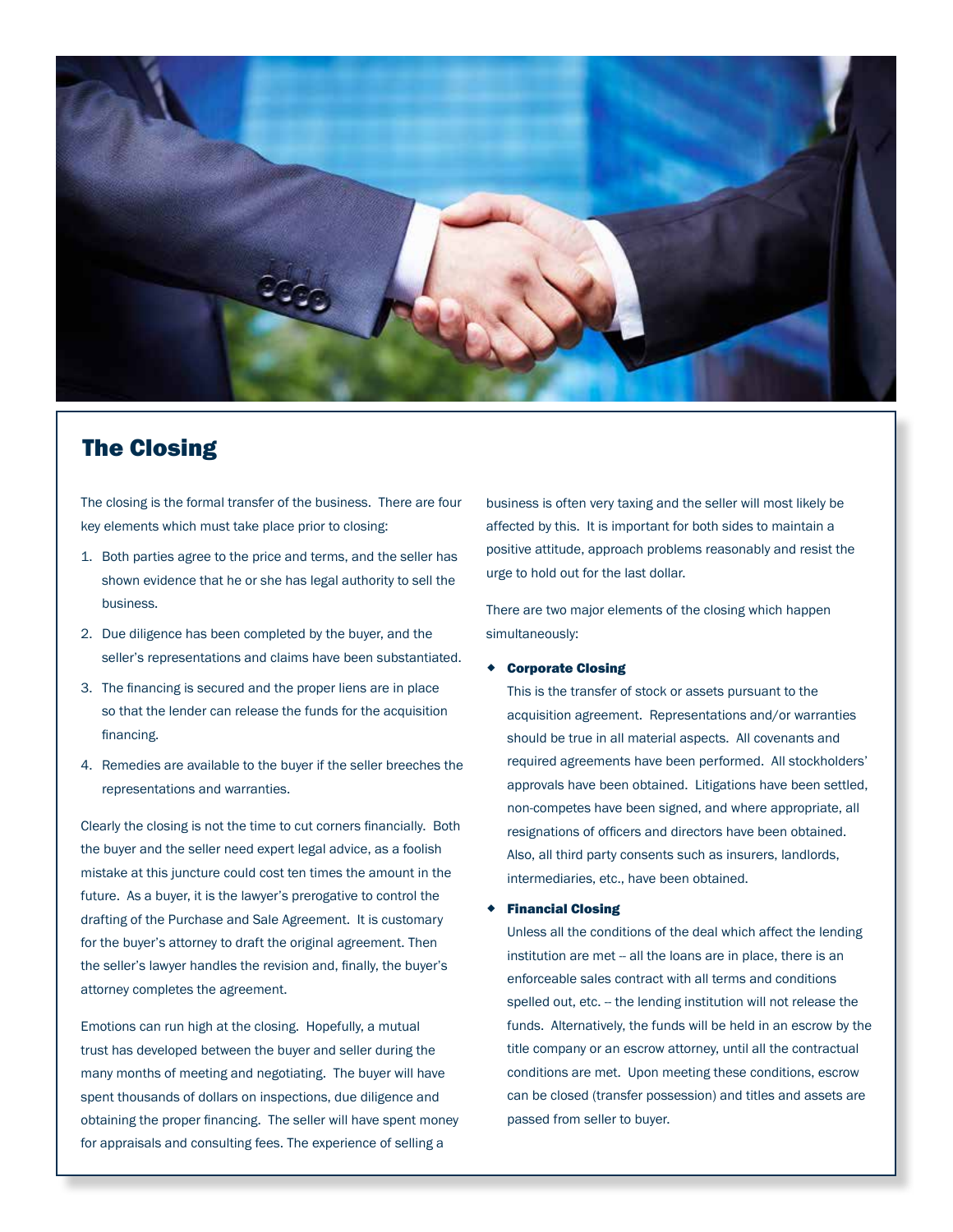## The Closing

The closing is the formal transfer of the business. There are four key elements which must take place prior to closing:

1. Both parties agree to the price and terms, and the seller has shown evidence that he or she has legal authority to sell the business.
2. Due diligence has been completed by the buyer, and the seller's representations and claims have been substantiated.
3. The financing is secured and the proper liens are in place so that the lender can release the funds for the acquisition financing.
4. Remedies are available to the buyer if the seller breeches the representations and warranties.

Clearly the closing is not the time to cut corners financially. Both the buyer and the seller need expert legal advice, as a foolish mistake at this juncture could cost ten times the amount in the future. As a buyer, it is the lawyer's prerogative to control the drafting of the Purchase and Sale Agreement. It is customary for the buyer's attorney to draft the original agreement. Then the seller's lawyer handles the revision and, finally, the buyer's attorney completes the agreement.

Emotions can run high at the closing. Hopefully, a mutual trust has developed between the buyer and seller during the many months of meeting and negotiating. The buyer will have spent thousands of dollars on inspections, due diligence and obtaining the proper financing. The seller will have spent money for appraisals and consulting fees. The experience of selling a business is often very taxing and the seller will most likely be affected by this. It is important for both sides to maintain a positive attitude, approach problems reasonably and resist the urge to hold out for the last dollar.

There are two major elements of the closing which happen simultaneously:

- **Corporate Closing**
  This is the transfer of stock or assets pursuant to the acquisition agreement. Representations and/or warranties should be true in all material aspects. All covenants and required agreements have been performed. All stockholders' approvals have been obtained. Litigations have been settled, non-competes have been signed, and where appropriate, all resignations of officers and directors have been obtained. Also, all third party consents such as insurers, landlords, intermediaries, etc., have been obtained.

- **Financial Closing**
  Unless all the conditions of the deal which affect the lending institution are met -- all the loans are in place, there is an enforceable sales contract with all terms and conditions spelled out, etc. -- the lending institution will not release the funds. Alternatively, the funds will be held in an escrow by the title company or an escrow attorney, until all the contractual conditions are met. Upon meeting these conditions, escrow can be closed (transfer possession) and titles and assets are passed from seller to buyer.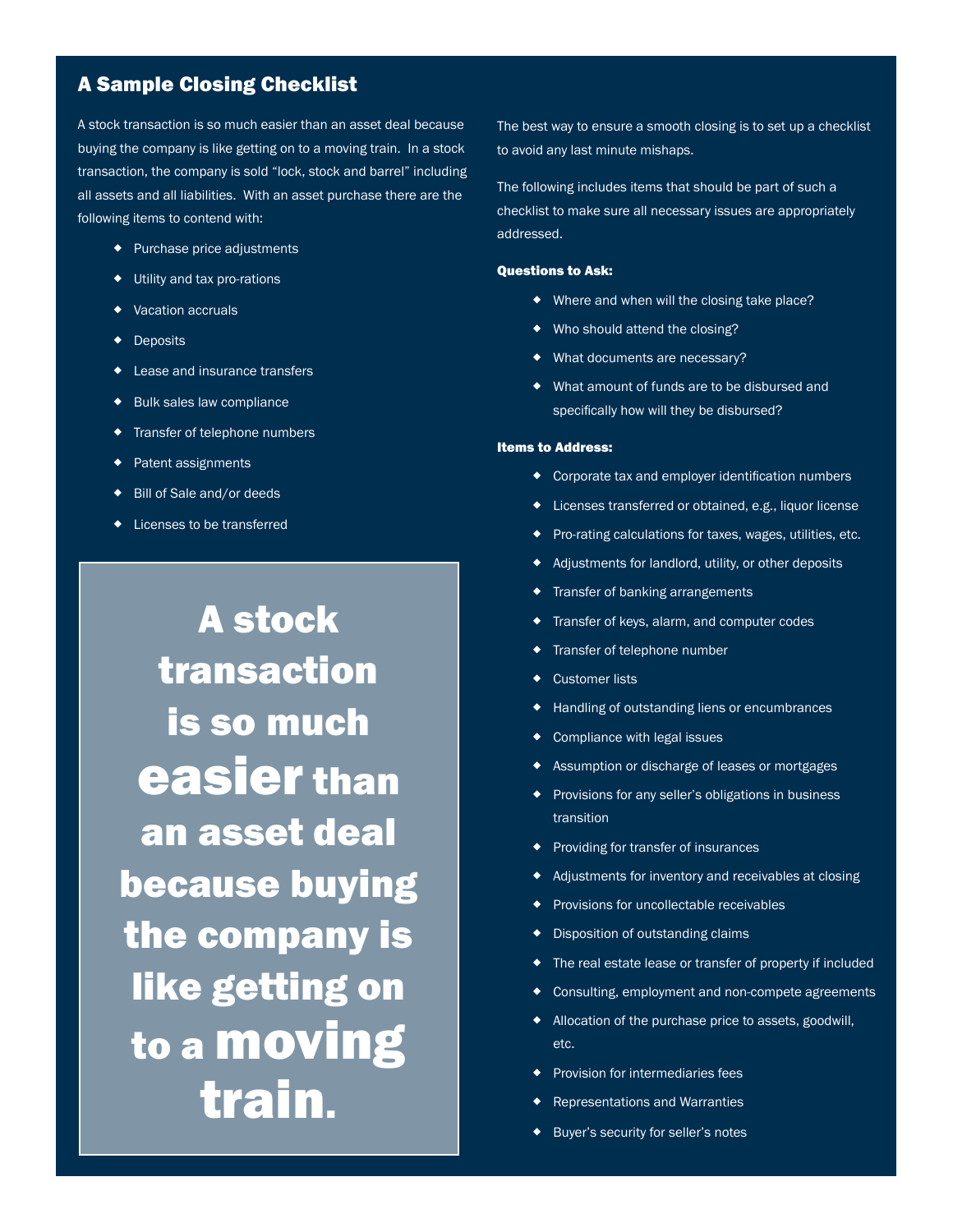## A Sample Closing Checklist

A stock transaction is so much easier than an asset deal because buying the company is like getting on to a moving train. In a stock transaction, the company is sold "lock, stock and barrel" including all assets and all liabilities. With an asset purchase there are the following items to contend with:

- Purchase price adjustments
- Utility and tax pro-rations
- Vacation accruals
- Deposits
- Lease and insurance transfers
- Bulk sales law compliance
- Transfer of telephone numbers
- Patent assignments
- Bill of Sale and/or deeds
- Licenses to be transferred

> **A stock transaction is so much easier than an asset deal because buying the company is like getting on to a moving train.**

The best way to ensure a smooth closing is to set up a checklist to avoid any last minute mishaps.

The following includes items that should be part of such a checklist to make sure all necessary issues are appropriately addressed.

**Questions to Ask:**

- Where and when will the closing take place?
- Who should attend the closing?
- What documents are necessary?
- What amount of funds are to be disbursed and specifically how will they be disbursed?

**Items to Address:**

- Corporate tax and employer identification numbers
- Licenses transferred or obtained, e.g., liquor license
- Pro-rating calculations for taxes, wages, utilities, etc.
- Adjustments for landlord, utility, or other deposits
- Transfer of banking arrangements
- Transfer of keys, alarm, and computer codes
- Transfer of telephone number
- Customer lists
- Handling of outstanding liens or encumbrances
- Compliance with legal issues
- Assumption or discharge of leases or mortgages
- Provisions for any seller's obligations in business transition
- Providing for transfer of insurances
- Adjustments for inventory and receivables at closing
- Provisions for uncollectable receivables
- Disposition of outstanding claims
- The real estate lease or transfer of property if included
- Consulting, employment and non-compete agreements
- Allocation of the purchase price to assets, goodwill, etc.
- Provision for intermediaries fees
- Representations and Warranties
- Buyer's security for seller's notes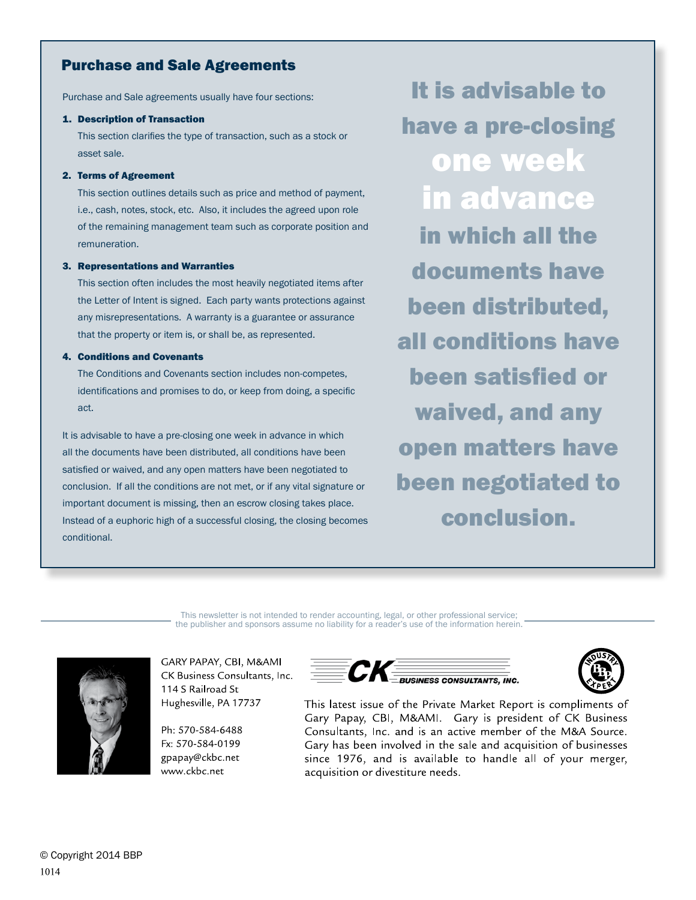## Purchase and Sale Agreements

Purchase and Sale agreements usually have four sections:

1. **Description of Transaction**

   This section clarifies the type of transaction, such as a stock or asset sale.

2. **Terms of Agreement**

   This section outlines details such as price and method of payment, i.e., cash, notes, stock, etc. Also, it includes the agreed upon role of the remaining management team such as corporate position and remuneration.

3. **Representations and Warranties**

   This section often includes the most heavily negotiated items after the Letter of Intent is signed. Each party wants protections against any misrepresentations. A warranty is a guarantee or assurance that the property or item is, or shall be, as represented.

4. **Conditions and Covenants**

   The Conditions and Covenants section includes non-competes, identifications and promises to do, or keep from doing, a specific act.

It is advisable to have a pre-closing one week in advance in which all the documents have been distributed, all conditions have been satisfied or waived, and any open matters have been negotiated to conclusion. If all the conditions are not met, or if any vital signature or important document is missing, then an escrow closing takes place. Instead of a euphoric high of a successful closing, the closing becomes conditional.

**It is advisable to have a pre-closing one week in advance in which all the documents have been distributed, all conditions have been satisfied or waived, and any open matters have been negotiated to conclusion.**

This newsletter is not intended to render accounting, legal, or other professional service; the publisher and sponsors assume no liability for a reader's use of the information herein.

GARY PAPAY, CBI, M&AMI
CK Business Consultants, Inc.
114 S Railroad St
Hughesville, PA 17737

Ph: 570-584-6488
Fx: 570-584-0199
gpapay@ckbc.net
www.ckbc.net

CK BUSINESS CONSULTANTS, INC.

This latest issue of the Private Market Report is compliments of Gary Papay, CBI, M&AMI. Gary is president of CK Business Consultants, Inc. and is an active member of the M&A Source. Gary has been involved in the sale and acquisition of businesses since 1976, and is available to handle all of your merger, acquisition or divestiture needs.

© Copyright 2014 BBP
1014